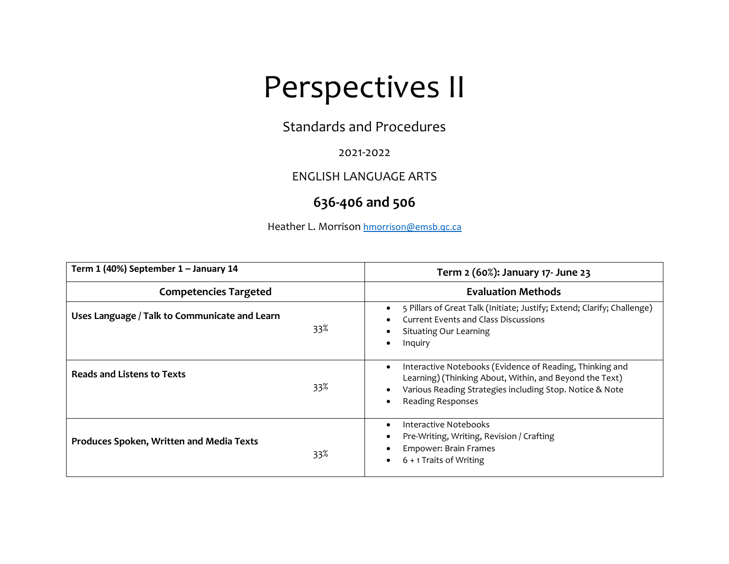# Perspectives II

Standards and Procedures

2021-2022

ENGLISH LANGUAGE ARTS

## 636-406 and 506

Heather L. Morrison hmorrison@emsb.qc.ca

| **Term 1 (40%) September 1 – January 14** | **Term 2 (60%): January 17- June 23** |
|---|---|
| **Competencies Targeted** | **Evaluation Methods** |
| **Uses Language / Talk to Communicate and Learn** 33% | • 5 Pillars of Great Talk (Initiate; Justify; Extend; Clarify; Challenge)<br>• Current Events and Class Discussions<br>• Situating Our Learning<br>• Inquiry |
| **Reads and Listens to Texts** 33% | • Interactive Notebooks (Evidence of Reading, Thinking and Learning) (Thinking About, Within, and Beyond the Text)<br>• Various Reading Strategies including Stop. Notice & Note<br>• Reading Responses |
| **Produces Spoken, Written and Media Texts** 33% | • Interactive Notebooks<br>• Pre-Writing, Writing, Revision / Crafting<br>• Empower: Brain Frames<br>• 6 + 1 Traits of Writing |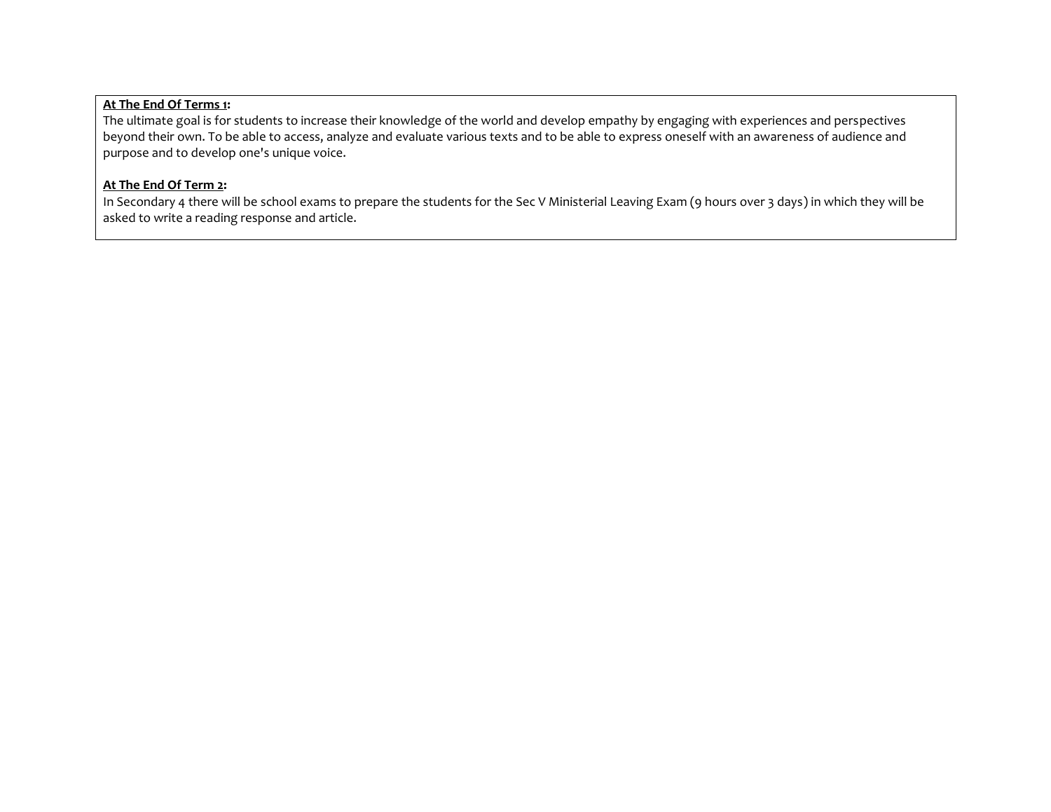**At The End Of Terms 1:**
The ultimate goal is for students to increase their knowledge of the world and develop empathy by engaging with experiences and perspectives beyond their own. To be able to access, analyze and evaluate various texts and to be able to express oneself with an awareness of audience and purpose and to develop one's unique voice.

**At The End Of Term 2:**
In Secondary 4 there will be school exams to prepare the students for the Sec V Ministerial Leaving Exam (9 hours over 3 days) in which they will be asked to write a reading response and article.